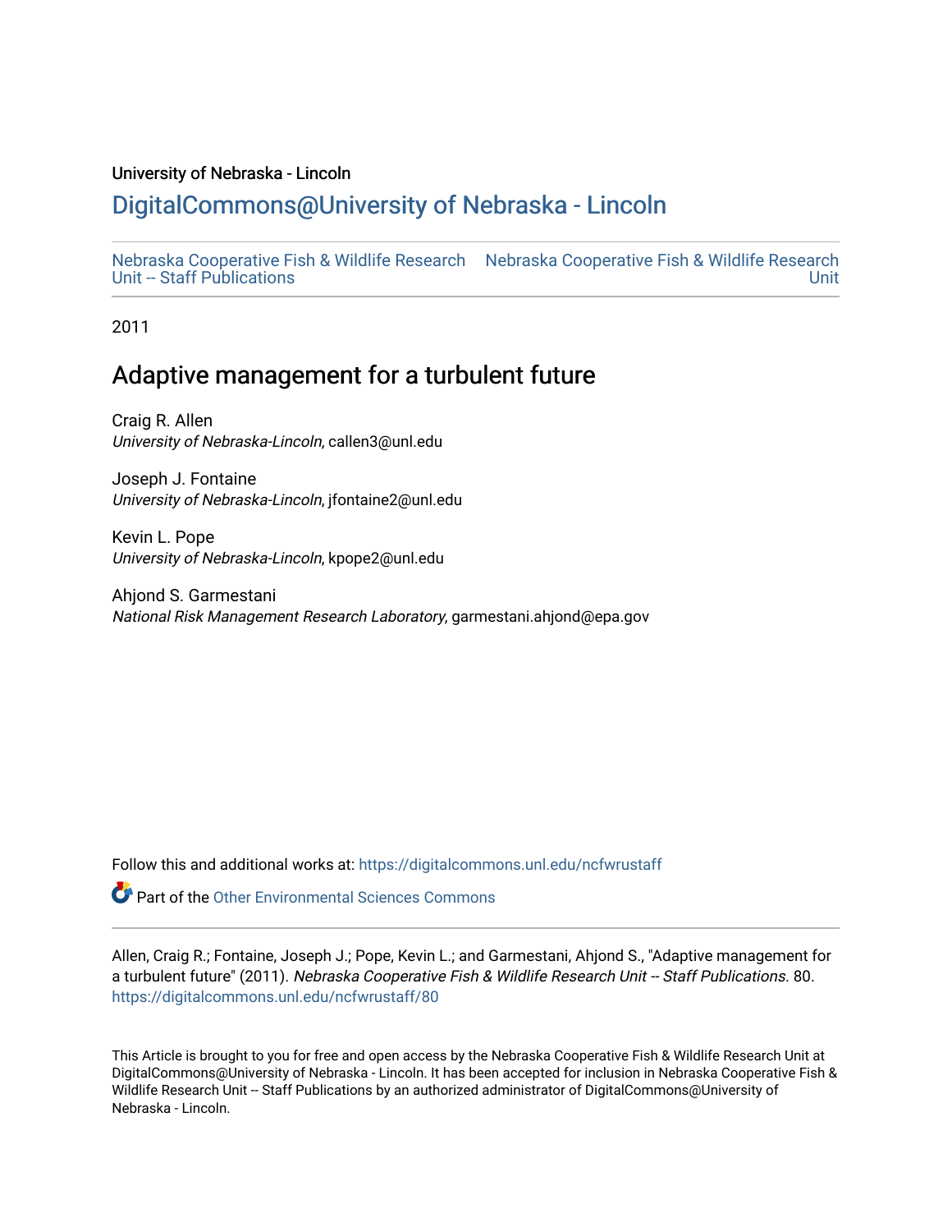University of Nebraska - Lincoln

# DigitalCommons@University of Nebraska - Lincoln

Nebraska Cooperative Fish & Wildlife Research Unit -- Staff Publications | Nebraska Cooperative Fish & Wildlife Research Unit

2011

## Adaptive management for a turbulent future

Craig R. Allen
*University of Nebraska-Lincoln*, callen3@unl.edu

Joseph J. Fontaine
*University of Nebraska-Lincoln*, jfontaine2@unl.edu

Kevin L. Pope
*University of Nebraska-Lincoln*, kpope2@unl.edu

Ahjond S. Garmestani
*National Risk Management Research Laboratory*, garmestani.ahjond@epa.gov

Follow this and additional works at: https://digitalcommons.unl.edu/ncfwrustaff

Part of the Other Environmental Sciences Commons

Allen, Craig R.; Fontaine, Joseph J.; Pope, Kevin L.; and Garmestani, Ahjond S., "Adaptive management for a turbulent future" (2011). *Nebraska Cooperative Fish & Wildlife Research Unit -- Staff Publications*. 80. https://digitalcommons.unl.edu/ncfwrustaff/80

This Article is brought to you for free and open access by the Nebraska Cooperative Fish & Wildlife Research Unit at DigitalCommons@University of Nebraska - Lincoln. It has been accepted for inclusion in Nebraska Cooperative Fish & Wildlife Research Unit -- Staff Publications by an authorized administrator of DigitalCommons@University of Nebraska - Lincoln.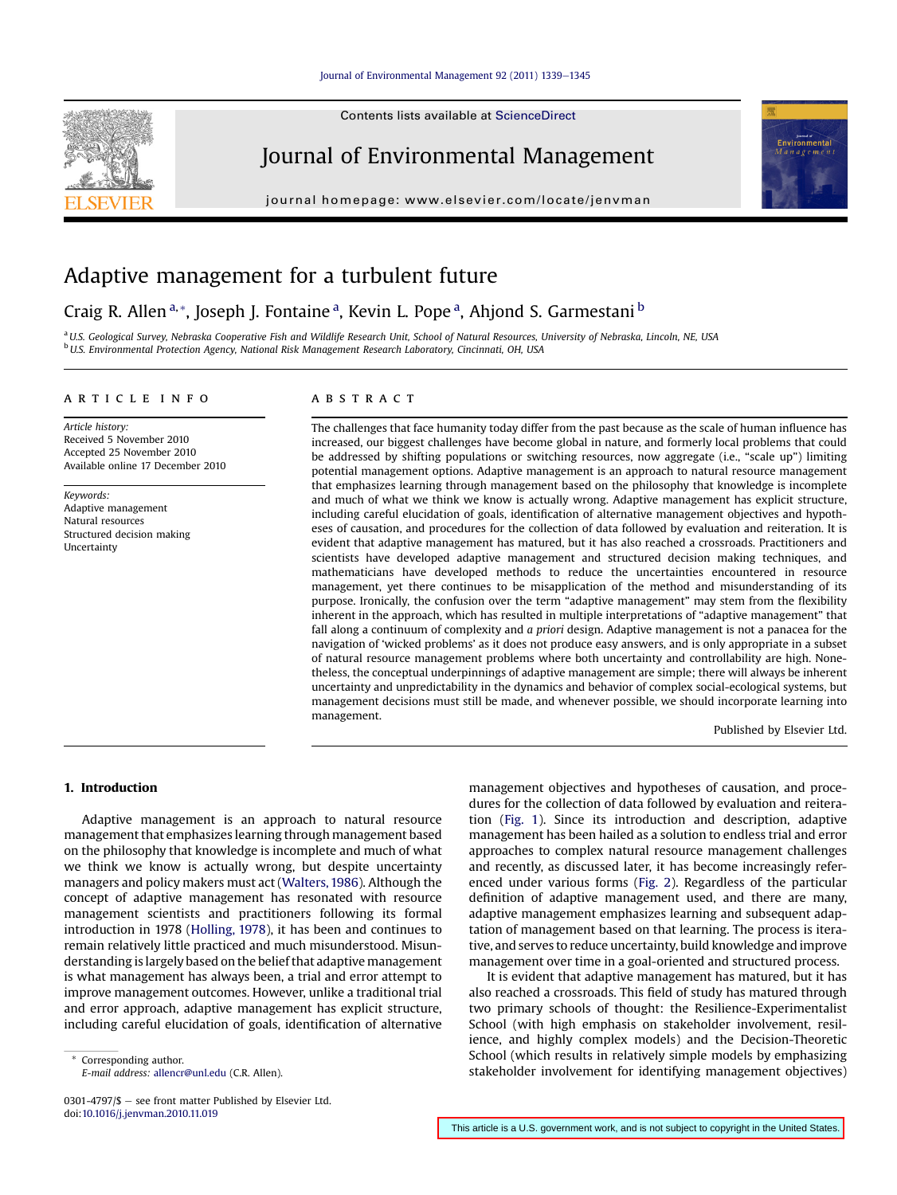Journal of Environmental Management 92 (2011) 1339–1345

Contents lists available at ScienceDirect

# Journal of Environmental Management

journal homepage: www.elsevier.com/locate/jenvman

# Adaptive management for a turbulent future

Craig R. Allen[a,*], Joseph J. Fontaine[a], Kevin L. Pope[a], Ahjond S. Garmestani[b]

[a] U.S. Geological Survey, Nebraska Cooperative Fish and Wildlife Research Unit, School of Natural Resources, University of Nebraska, Lincoln, NE, USA
[b] U.S. Environmental Protection Agency, National Risk Management Research Laboratory, Cincinnati, OH, USA

## ARTICLE INFO

*Article history:*
Received 5 November 2010
Accepted 25 November 2010
Available online 17 December 2010

*Keywords:*
Adaptive management
Natural resources
Structured decision making
Uncertainty

## ABSTRACT

The challenges that face humanity today differ from the past because as the scale of human influence has increased, our biggest challenges have become global in nature, and formerly local problems that could be addressed by shifting populations or switching resources, now aggregate (i.e., "scale up") limiting potential management options. Adaptive management is an approach to natural resource management that emphasizes learning through management based on the philosophy that knowledge is incomplete and much of what we think we know is actually wrong. Adaptive management has explicit structure, including careful elucidation of goals, identification of alternative management objectives and hypotheses of causation, and procedures for the collection of data followed by evaluation and reiteration. It is evident that adaptive management has matured, but it has also reached a crossroads. Practitioners and scientists have developed adaptive management and structured decision making techniques, and mathematicians have developed methods to reduce the uncertainties encountered in resource management, yet there continues to be misapplication of the method and misunderstanding of its purpose. Ironically, the confusion over the term "adaptive management" may stem from the flexibility inherent in the approach, which has resulted in multiple interpretations of "adaptive management" that fall along a continuum of complexity and *a priori* design. Adaptive management is not a panacea for the navigation of 'wicked problems' as it does not produce easy answers, and is only appropriate in a subset of natural resource management problems where both uncertainty and controllability are high. Nonetheless, the conceptual underpinnings of adaptive management are simple; there will always be inherent uncertainty and unpredictability in the dynamics and behavior of complex social-ecological systems, but management decisions must still be made, and whenever possible, we should incorporate learning into management.

Published by Elsevier Ltd.

## 1. Introduction

Adaptive management is an approach to natural resource management that emphasizes learning through management based on the philosophy that knowledge is incomplete and much of what we think we know is actually wrong, but despite uncertainty managers and policy makers must act (Walters, 1986). Although the concept of adaptive management has resonated with resource management scientists and practitioners following its formal introduction in 1978 (Holling, 1978), it has been and continues to remain relatively little practiced and much misunderstood. Misunderstanding is largely based on the belief that adaptive management is what management has always been, a trial and error attempt to improve management outcomes. However, unlike a traditional trial and error approach, adaptive management has explicit structure, including careful elucidation of goals, identification of alternative management objectives and hypotheses of causation, and procedures for the collection of data followed by evaluation and reiteration (Fig. 1). Since its introduction and description, adaptive management has been hailed as a solution to endless trial and error approaches to complex natural resource management challenges and recently, as discussed later, it has become increasingly referenced under various forms (Fig. 2). Regardless of the particular definition of adaptive management used, and there are many, adaptive management emphasizes learning and subsequent adaptation of management based on that learning. The process is iterative, and serves to reduce uncertainty, build knowledge and improve management over time in a goal-oriented and structured process.

It is evident that adaptive management has matured, but it has also reached a crossroads. This field of study has matured through two primary schools of thought: the Resilience-Experimentalist School (with high emphasis on stakeholder involvement, resilience, and highly complex models) and the Decision-Theoretic School (which results in relatively simple models by emphasizing stakeholder involvement for identifying management objectives)

\* Corresponding author.
*E-mail address:* allencr@unl.edu (C.R. Allen).

0301-4797/$ – see front matter Published by Elsevier Ltd.
doi:10.1016/j.jenvman.2010.11.019

This article is a U.S. government work, and is not subject to copyright in the United States.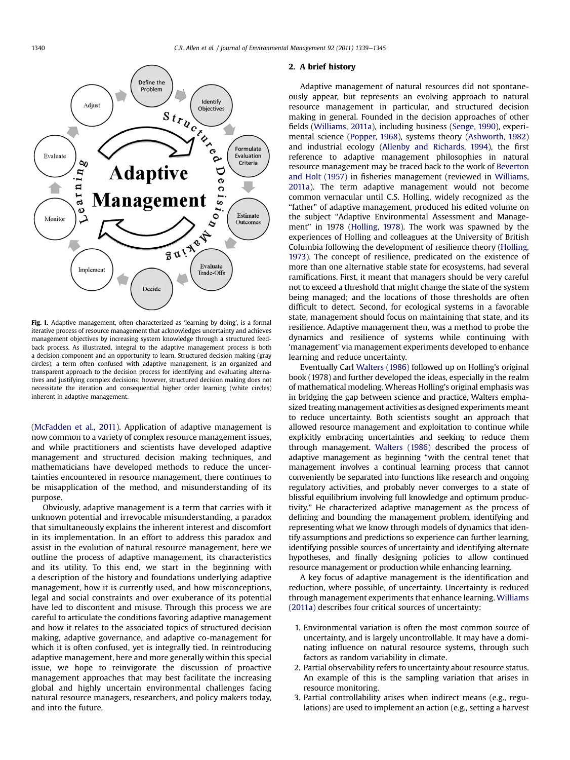Define the Problem

Identify Objectives

Formulate Evaluation Criteria

Estimate Outcomes

Evaluate Trade-Offs

Decide

Implement

Monitor

Evaluate

Adjust

Structured Decision Making

Learning

Adaptive Management

Fig. 1. Adaptive management, often characterized as 'learning by doing', is a formal iterative process of resource management that acknowledges uncertainty and achieves management objectives by increasing system knowledge through a structured feedback process. As illustrated, integral to the adaptive management process is both a decision component and an opportunity to learn. Structured decision making (gray circles), a term often confused with adaptive management, is an organized and transparent approach to the decision process for identifying and evaluating alternatives and justifying complex decisions; however, structured decision making does not necessitate the iteration and consequential higher order learning (white circles) inherent in adaptive management.

(McFadden et al., 2011). Application of adaptive management is now common to a variety of complex resource management issues, and while practitioners and scientists have developed adaptive management and structured decision making techniques, and mathematicians have developed methods to reduce the uncertainties encountered in resource management, there continues to be misapplication of the method, and misunderstanding of its purpose.

Obviously, adaptive management is a term that carries with it unknown potential and irrevocable misunderstanding, a paradox that simultaneously explains the inherent interest and discomfort in its implementation. In an effort to address this paradox and assist in the evolution of natural resource management, here we outline the process of adaptive management, its characteristics and its utility. To this end, we start in the beginning with a description of the history and foundations underlying adaptive management, how it is currently used, and how misconceptions, legal and social constraints and over exuberance of its potential have led to discontent and misuse. Through this process we are careful to articulate the conditions favoring adaptive management and how it relates to the associated topics of structured decision making, adaptive governance, and adaptive co-management for which it is often confused, yet is integrally tied. In reintroducing adaptive management, here and more generally within this special issue, we hope to reinvigorate the discussion of proactive management approaches that may best facilitate the increasing global and highly uncertain environmental challenges facing natural resource managers, researchers, and policy makers today, and into the future.

## 2. A brief history

Adaptive management of natural resources did not spontaneously appear, but represents an evolving approach to natural resource management in particular, and structured decision making in general. Founded in the decision approaches of other fields (Williams, 2011a), including business (Senge, 1990), experimental science (Popper, 1968), systems theory (Ashworth, 1982) and industrial ecology (Allenby and Richards, 1994), the first reference to adaptive management philosophies in natural resource management may be traced back to the work of Beverton and Holt (1957) in fisheries management (reviewed in Williams, 2011a). The term adaptive management would not become common vernacular until C.S. Holling, widely recognized as the "father" of adaptive management, produced his edited volume on the subject "Adaptive Environmental Assessment and Management" in 1978 (Holling, 1978). The work was spawned by the experiences of Holling and colleagues at the University of British Columbia following the development of resilience theory (Holling, 1973). The concept of resilience, predicated on the existence of more than one alternative stable state for ecosystems, had several ramifications. First, it meant that managers should be very careful not to exceed a threshold that might change the state of the system being managed; and the locations of those thresholds are often difficult to detect. Second, for ecological systems in a favorable state, management should focus on maintaining that state, and its resilience. Adaptive management then, was a method to probe the dynamics and resilience of systems while continuing with 'management' via management experiments developed to enhance learning and reduce uncertainty.

Eventually Carl Walters (1986) followed up on Holling's original book (1978) and further developed the ideas, especially in the realm of mathematical modeling. Whereas Holling's original emphasis was in bridging the gap between science and practice, Walters emphasized treating management activities as designed experiments meant to reduce uncertainty. Both scientists sought an approach that allowed resource management and exploitation to continue while explicitly embracing uncertainties and seeking to reduce them through management. Walters (1986) described the process of adaptive management as beginning "with the central tenet that management involves a continual learning process that cannot conveniently be separated into functions like research and ongoing regulatory activities, and probably never converges to a state of blissful equilibrium involving full knowledge and optimum productivity." He characterized adaptive management as the process of defining and bounding the management problem, identifying and representing what we know through models of dynamics that identify assumptions and predictions so experience can further learning, identifying possible sources of uncertainty and identifying alternate hypotheses, and finally designing policies to allow continued resource management or production while enhancing learning.

A key focus of adaptive management is the identification and reduction, where possible, of uncertainty. Uncertainty is reduced through management experiments that enhance learning. Williams (2011a) describes four critical sources of uncertainty:

1. Environmental variation is often the most common source of uncertainty, and is largely uncontrollable. It may have a dominating influence on natural resource systems, through such factors as random variability in climate.
2. Partial observability refers to uncertainty about resource status. An example of this is the sampling variation that arises in resource monitoring.
3. Partial controllability arises when indirect means (e.g., regulations) are used to implement an action (e.g., setting a harvest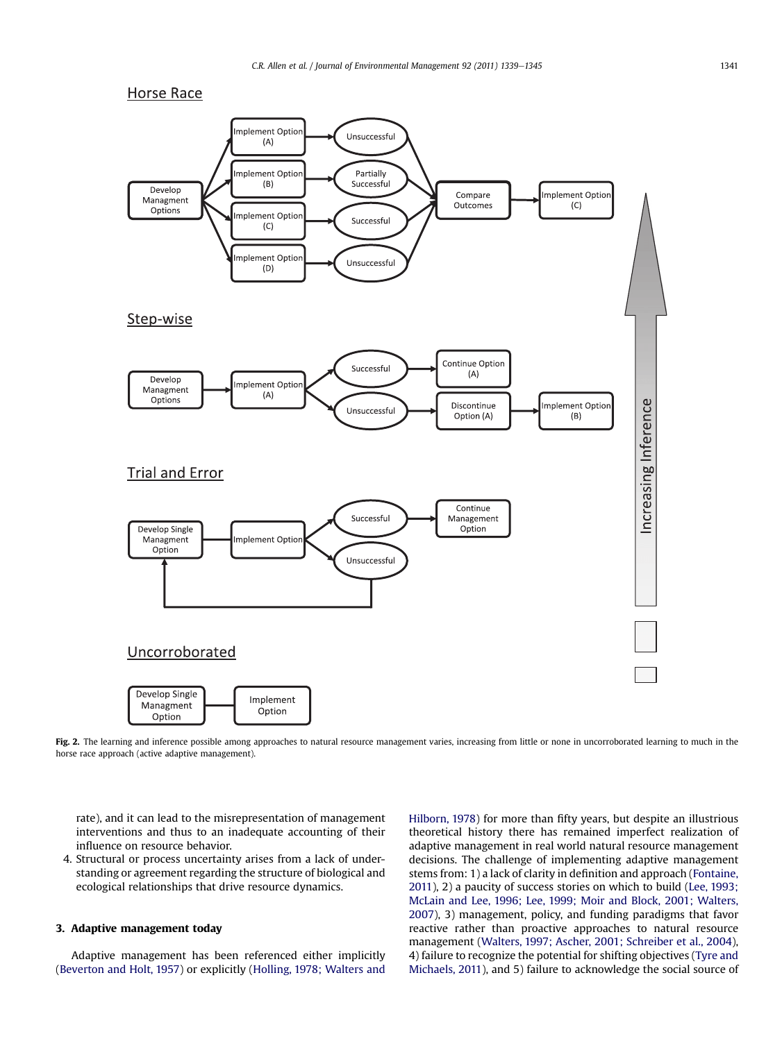Fig. 2. The learning and inference possible among approaches to natural resource management varies, increasing from little or none in uncorroborated learning to much in the horse race approach (active adaptive management).

rate), and it can lead to the misrepresentation of management interventions and thus to an inadequate accounting of their influence on resource behavior.

4. Structural or process uncertainty arises from a lack of understanding or agreement regarding the structure of biological and ecological relationships that drive resource dynamics.

## 3. Adaptive management today

Adaptive management has been referenced either implicitly (Beverton and Holt, 1957) or explicitly (Holling, 1978; Walters and Hilborn, 1978) for more than fifty years, but despite an illustrious theoretical history there has remained imperfect realization of adaptive management in real world natural resource management decisions. The challenge of implementing adaptive management stems from: 1) a lack of clarity in definition and approach (Fontaine, 2011), 2) a paucity of success stories on which to build (Lee, 1993; McLain and Lee, 1996; Lee, 1999; Moir and Block, 2001; Walters, 2007), 3) management, policy, and funding paradigms that favor reactive rather than proactive approaches to natural resource management (Walters, 1997; Ascher, 2001; Schreiber et al., 2004), 4) failure to recognize the potential for shifting objectives (Tyre and Michaels, 2011), and 5) failure to acknowledge the social source of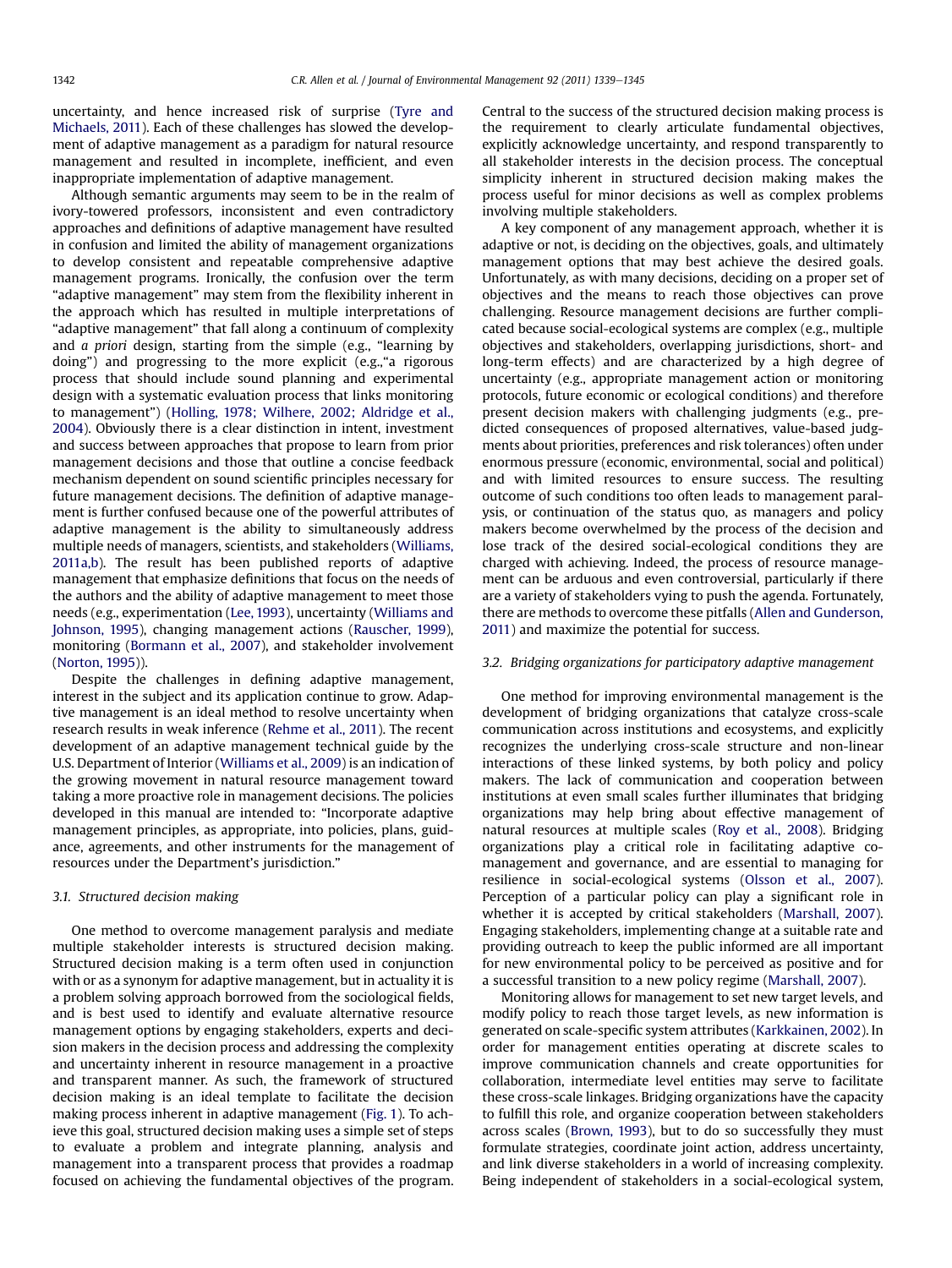uncertainty, and hence increased risk of surprise (Tyre and Michaels, 2011). Each of these challenges has slowed the development of adaptive management as a paradigm for natural resource management and resulted in incomplete, inefficient, and even inappropriate implementation of adaptive management.

Although semantic arguments may seem to be in the realm of ivory-towered professors, inconsistent and even contradictory approaches and definitions of adaptive management have resulted in confusion and limited the ability of management organizations to develop consistent and repeatable comprehensive adaptive management programs. Ironically, the confusion over the term "adaptive management" may stem from the flexibility inherent in the approach which has resulted in multiple interpretations of "adaptive management" that fall along a continuum of complexity and *a priori* design, starting from the simple (e.g., "learning by doing") and progressing to the more explicit (e.g.,"a rigorous process that should include sound planning and experimental design with a systematic evaluation process that links monitoring to management") (Holling, 1978; Wilhere, 2002; Aldridge et al., 2004). Obviously there is a clear distinction in intent, investment and success between approaches that propose to learn from prior management decisions and those that outline a concise feedback mechanism dependent on sound scientific principles necessary for future management decisions. The definition of adaptive management is further confused because one of the powerful attributes of adaptive management is the ability to simultaneously address multiple needs of managers, scientists, and stakeholders (Williams, 2011a,b). The result has been published reports of adaptive management that emphasize definitions that focus on the needs of the authors and the ability of adaptive management to meet those needs (e.g., experimentation (Lee, 1993), uncertainty (Williams and Johnson, 1995), changing management actions (Rauscher, 1999), monitoring (Bormann et al., 2007), and stakeholder involvement (Norton, 1995)).

Despite the challenges in defining adaptive management, interest in the subject and its application continue to grow. Adaptive management is an ideal method to resolve uncertainty when research results in weak inference (Rehme et al., 2011). The recent development of an adaptive management technical guide by the U.S. Department of Interior (Williams et al., 2009) is an indication of the growing movement in natural resource management toward taking a more proactive role in management decisions. The policies developed in this manual are intended to: "Incorporate adaptive management principles, as appropriate, into policies, plans, guidance, agreements, and other instruments for the management of resources under the Department's jurisdiction."

### 3.1. Structured decision making

One method to overcome management paralysis and mediate multiple stakeholder interests is structured decision making. Structured decision making is a term often used in conjunction with or as a synonym for adaptive management, but in actuality it is a problem solving approach borrowed from the sociological fields, and is best used to identify and evaluate alternative resource management options by engaging stakeholders, experts and decision makers in the decision process and addressing the complexity and uncertainty inherent in resource management in a proactive and transparent manner. As such, the framework of structured decision making is an ideal template to facilitate the decision making process inherent in adaptive management (Fig. 1). To achieve this goal, structured decision making uses a simple set of steps to evaluate a problem and integrate planning, analysis and management into a transparent process that provides a roadmap focused on achieving the fundamental objectives of the program. Central to the success of the structured decision making process is the requirement to clearly articulate fundamental objectives, explicitly acknowledge uncertainty, and respond transparently to all stakeholder interests in the decision process. The conceptual simplicity inherent in structured decision making makes the process useful for minor decisions as well as complex problems involving multiple stakeholders.

A key component of any management approach, whether it is adaptive or not, is deciding on the objectives, goals, and ultimately management options that may best achieve the desired goals. Unfortunately, as with many decisions, deciding on a proper set of objectives and the means to reach those objectives can prove challenging. Resource management decisions are further complicated because social-ecological systems are complex (e.g., multiple objectives and stakeholders, overlapping jurisdictions, short- and long-term effects) and are characterized by a high degree of uncertainty (e.g., appropriate management action or monitoring protocols, future economic or ecological conditions) and therefore present decision makers with challenging judgments (e.g., predicted consequences of proposed alternatives, value-based judgments about priorities, preferences and risk tolerances) often under enormous pressure (economic, environmental, social and political) and with limited resources to ensure success. The resulting outcome of such conditions too often leads to management paralysis, or continuation of the status quo, as managers and policy makers become overwhelmed by the process of the decision and lose track of the desired social-ecological conditions they are charged with achieving. Indeed, the process of resource management can be arduous and even controversial, particularly if there are a variety of stakeholders vying to push the agenda. Fortunately, there are methods to overcome these pitfalls (Allen and Gunderson, 2011) and maximize the potential for success.

### 3.2. Bridging organizations for participatory adaptive management

One method for improving environmental management is the development of bridging organizations that catalyze cross-scale communication across institutions and ecosystems, and explicitly recognizes the underlying cross-scale structure and non-linear interactions of these linked systems, by both policy and policy makers. The lack of communication and cooperation between institutions at even small scales further illuminates that bridging organizations may help bring about effective management of natural resources at multiple scales (Roy et al., 2008). Bridging organizations play a critical role in facilitating adaptive co-management and governance, and are essential to managing for resilience in social-ecological systems (Olsson et al., 2007). Perception of a particular policy can play a significant role in whether it is accepted by critical stakeholders (Marshall, 2007). Engaging stakeholders, implementing change at a suitable rate and providing outreach to keep the public informed are all important for new environmental policy to be perceived as positive and for a successful transition to a new policy regime (Marshall, 2007).

Monitoring allows for management to set new target levels, and modify policy to reach those target levels, as new information is generated on scale-specific system attributes (Karkkainen, 2002). In order for management entities operating at discrete scales to improve communication channels and create opportunities for collaboration, intermediate level entities may serve to facilitate these cross-scale linkages. Bridging organizations have the capacity to fulfill this role, and organize cooperation between stakeholders across scales (Brown, 1993), but to do so successfully they must formulate strategies, coordinate joint action, address uncertainty, and link diverse stakeholders in a world of increasing complexity. Being independent of stakeholders in a social-ecological system,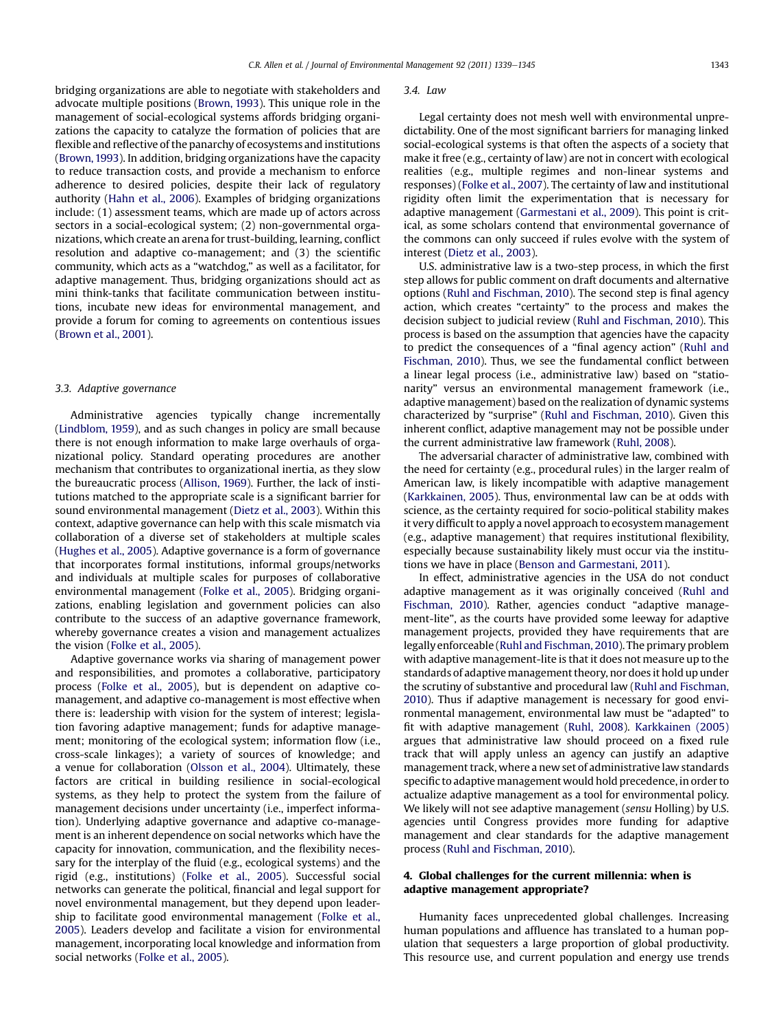bridging organizations are able to negotiate with stakeholders and advocate multiple positions (Brown, 1993). This unique role in the management of social-ecological systems affords bridging organizations the capacity to catalyze the formation of policies that are flexible and reflective of the panarchy of ecosystems and institutions (Brown, 1993). In addition, bridging organizations have the capacity to reduce transaction costs, and provide a mechanism to enforce adherence to desired policies, despite their lack of regulatory authority (Hahn et al., 2006). Examples of bridging organizations include: (1) assessment teams, which are made up of actors across sectors in a social-ecological system; (2) non-governmental organizations, which create an arena for trust-building, learning, conflict resolution and adaptive co-management; and (3) the scientific community, which acts as a "watchdog," as well as a facilitator, for adaptive management. Thus, bridging organizations should act as mini think-tanks that facilitate communication between institutions, incubate new ideas for environmental management, and provide a forum for coming to agreements on contentious issues (Brown et al., 2001).

### 3.3. Adaptive governance

Administrative agencies typically change incrementally (Lindblom, 1959), and as such changes in policy are small because there is not enough information to make large overhauls of organizational policy. Standard operating procedures are another mechanism that contributes to organizational inertia, as they slow the bureaucratic process (Allison, 1969). Further, the lack of institutions matched to the appropriate scale is a significant barrier for sound environmental management (Dietz et al., 2003). Within this context, adaptive governance can help with this scale mismatch via collaboration of a diverse set of stakeholders at multiple scales (Hughes et al., 2005). Adaptive governance is a form of governance that incorporates formal institutions, informal groups/networks and individuals at multiple scales for purposes of collaborative environmental management (Folke et al., 2005). Bridging organizations, enabling legislation and government policies can also contribute to the success of an adaptive governance framework, whereby governance creates a vision and management actualizes the vision (Folke et al., 2005).

Adaptive governance works via sharing of management power and responsibilities, and promotes a collaborative, participatory process (Folke et al., 2005), but is dependent on adaptive co-management, and adaptive co-management is most effective when there is: leadership with vision for the system of interest; legislation favoring adaptive management; funds for adaptive management; monitoring of the ecological system; information flow (i.e., cross-scale linkages); a variety of sources of knowledge; and a venue for collaboration (Olsson et al., 2004). Ultimately, these factors are critical in building resilience in social-ecological systems, as they help to protect the system from the failure of management decisions under uncertainty (i.e., imperfect information). Underlying adaptive governance and adaptive co-management is an inherent dependence on social networks which have the capacity for innovation, communication, and the flexibility necessary for the interplay of the fluid (e.g., ecological systems) and the rigid (e.g., institutions) (Folke et al., 2005). Successful social networks can generate the political, financial and legal support for novel environmental management, but they depend upon leadership to facilitate good environmental management (Folke et al., 2005). Leaders develop and facilitate a vision for environmental management, incorporating local knowledge and information from social networks (Folke et al., 2005).

### 3.4. Law

Legal certainty does not mesh well with environmental unpredictability. One of the most significant barriers for managing linked social-ecological systems is that often the aspects of a society that make it free (e.g., certainty of law) are not in concert with ecological realities (e.g., multiple regimes and non-linear systems and responses) (Folke et al., 2007). The certainty of law and institutional rigidity often limit the experimentation that is necessary for adaptive management (Garmestani et al., 2009). This point is critical, as some scholars contend that environmental governance of the commons can only succeed if rules evolve with the system of interest (Dietz et al., 2003).

U.S. administrative law is a two-step process, in which the first step allows for public comment on draft documents and alternative options (Ruhl and Fischman, 2010). The second step is final agency action, which creates "certainty" to the process and makes the decision subject to judicial review (Ruhl and Fischman, 2010). This process is based on the assumption that agencies have the capacity to predict the consequences of a "final agency action" (Ruhl and Fischman, 2010). Thus, we see the fundamental conflict between a linear legal process (i.e., administrative law) based on "stationarity" versus an environmental management framework (i.e., adaptive management) based on the realization of dynamic systems characterized by "surprise" (Ruhl and Fischman, 2010). Given this inherent conflict, adaptive management may not be possible under the current administrative law framework (Ruhl, 2008).

The adversarial character of administrative law, combined with the need for certainty (e.g., procedural rules) in the larger realm of American law, is likely incompatible with adaptive management (Karkkainen, 2005). Thus, environmental law can be at odds with science, as the certainty required for socio-political stability makes it very difficult to apply a novel approach to ecosystem management (e.g., adaptive management) that requires institutional flexibility, especially because sustainability likely must occur via the institutions we have in place (Benson and Garmestani, 2011).

In effect, administrative agencies in the USA do not conduct adaptive management as it was originally conceived (Ruhl and Fischman, 2010). Rather, agencies conduct "adaptive management-lite", as the courts have provided some leeway for adaptive management projects, provided they have requirements that are legally enforceable (Ruhl and Fischman, 2010). The primary problem with adaptive management-lite is that it does not measure up to the standards of adaptive management theory, nor does it hold up under the scrutiny of substantive and procedural law (Ruhl and Fischman, 2010). Thus if adaptive management is necessary for good environmental management, environmental law must be "adapted" to fit with adaptive management (Ruhl, 2008). Karkkainen (2005) argues that administrative law should proceed on a fixed rule track that will apply unless an agency can justify an adaptive management track, where a new set of administrative law standards specific to adaptive management would hold precedence, in order to actualize adaptive management as a tool for environmental policy. We likely will not see adaptive management (*sensu* Holling) by U.S. agencies until Congress provides more funding for adaptive management and clear standards for the adaptive management process (Ruhl and Fischman, 2010).

## 4. Global challenges for the current millennia: when is adaptive management appropriate?

Humanity faces unprecedented global challenges. Increasing human populations and affluence has translated to a human population that sequesters a large proportion of global productivity. This resource use, and current population and energy use trends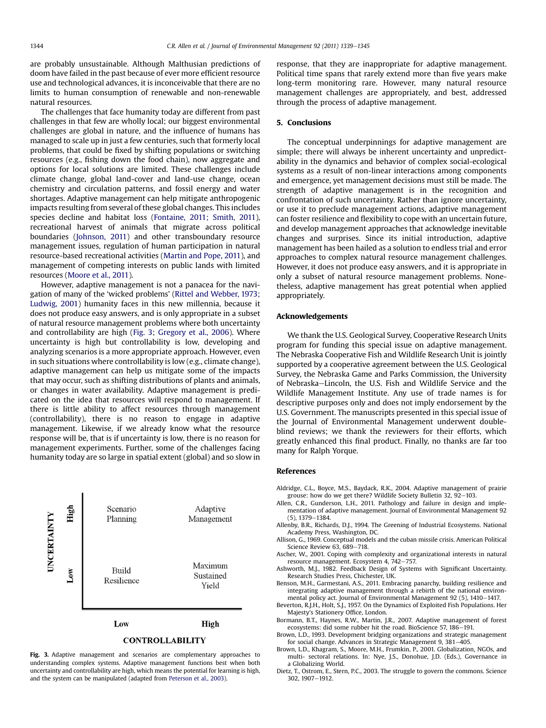are probably unsustainable. Although Malthusian predictions of doom have failed in the past because of ever more efficient resource use and technological advances, it is inconceivable that there are no limits to human consumption of renewable and non-renewable natural resources.

The challenges that face humanity today are different from past challenges in that few are wholly local; our biggest environmental challenges are global in nature, and the influence of humans has managed to scale up in just a few centuries, such that formerly local problems, that could be fixed by shifting populations or switching resources (e.g., fishing down the food chain), now aggregate and options for local solutions are limited. These challenges include climate change, global land-cover and land-use change, ocean chemistry and circulation patterns, and fossil energy and water shortages. Adaptive management can help mitigate anthropogenic impacts resulting from several of these global changes. This includes species decline and habitat loss (Fontaine, 2011; Smith, 2011), recreational harvest of animals that migrate across political boundaries (Johnson, 2011) and other transboundary resource management issues, regulation of human participation in natural resource-based recreational activities (Martin and Pope, 2011), and management of competing interests on public lands with limited resources (Moore et al., 2011).

However, adaptive management is not a panacea for the navigation of many of the 'wicked problems' (Rittel and Webber, 1973; Ludwig, 2001) humanity faces in this new millennia, because it does not produce easy answers, and is only appropriate in a subset of natural resource management problems where both uncertainty and controllability are high (Fig. 3; Gregory et al., 2006). Where uncertainty is high but controllability is low, developing and analyzing scenarios is a more appropriate approach. However, even in such situations where controllability is low (e.g., climate change), adaptive management can help us mitigate some of the impacts that may occur, such as shifting distributions of plants and animals, or changes in water availability. Adaptive management is predicated on the idea that resources will respond to management. If there is little ability to affect resources through management (controllability), there is no reason to engage in adaptive management. Likewise, if we already know what the resource response will be, that is if uncertainty is low, there is no reason for management experiments. Further, some of the challenges facing humanity today are so large in spatial extent (global) and so slow in response, that they are inappropriate for adaptive management. Political time spans that rarely extend more than five years make long-term monitoring rare. However, many natural resource management challenges are appropriately, and best, addressed through the process of adaptive management.

UNCERTAINTY

High

Low

Scenario Planning

Adaptive Management

Build Resilience

Maximum Sustained Yield

Low

High

CONTROLLABILITY

**Fig. 3.** Adaptive management and scenarios are complementary approaches to understanding complex systems. Adaptive management functions best when both uncertainty and controllability are high, which means the potential for learning is high, and the system can be manipulated (adapted from Peterson et al., 2003).

## 5. Conclusions

The conceptual underpinnings for adaptive management are simple; there will always be inherent uncertainty and unpredictability in the dynamics and behavior of complex social-ecological systems as a result of non-linear interactions among components and emergence, yet management decisions must still be made. The strength of adaptive management is in the recognition and confrontation of such uncertainty. Rather than ignore uncertainty, or use it to preclude management actions, adaptive management can foster resilience and flexibility to cope with an uncertain future, and develop management approaches that acknowledge inevitable changes and surprises. Since its initial introduction, adaptive management has been hailed as a solution to endless trial and error approaches to complex natural resource management challenges. However, it does not produce easy answers, and it is appropriate in only a subset of natural resource management problems. Nonetheless, adaptive management has great potential when applied appropriately.

## Acknowledgements

We thank the U.S. Geological Survey, Cooperative Research Units program for funding this special issue on adaptive management. The Nebraska Cooperative Fish and Wildlife Research Unit is jointly supported by a cooperative agreement between the U.S. Geological Survey, the Nebraska Game and Parks Commission, the University of Nebraska–Lincoln, the U.S. Fish and Wildlife Service and the Wildlife Management Institute. Any use of trade names is for descriptive purposes only and does not imply endorsement by the U.S. Government. The manuscripts presented in this special issue of the Journal of Environmental Management underwent double-blind reviews; we thank the reviewers for their efforts, which greatly enhanced this final product. Finally, no thanks are far too many for Ralph Yorque.

## References

Aldridge, C.L., Boyce, M.S., Baydack, R.K., 2004. Adaptive management of prairie grouse: how do we get there? Wildlife Society Bulletin 32, 92–103.

Allen, C.R., Gunderson, L.H., 2011. Pathology and failure in design and implementation of adaptive management. Journal of Environmental Management 92 (5), 1379–1384.

Allenby, B.R., Richards, D.J., 1994. The Greening of Industrial Ecosystems. National Academy Press, Washington, DC.

Allison, G., 1969. Conceptual models and the cuban missile crisis. American Political Science Review 63, 689–718.

Ascher, W., 2001. Coping with complexity and organizational interests in natural resource management. Ecosystem 4, 742–757.

Ashworth, M.J., 1982. Feedback Design of Systems with Significant Uncertainty. Research Studies Press, Chichester, UK.

Benson, M.H., Garmestani, A.S., 2011. Embracing panarchy, building resilience and integrating adaptive management through a rebirth of the national environmental policy act. Journal of Environmental Management 92 (5), 1410–1417.

Beverton, R.J.H., Holt, S.J., 1957. On the Dynamics of Exploited Fish Populations. Her Majesty's Stationery Office, London.

Bormann, B.T., Haynes, R.W., Martin, J.R., 2007. Adaptive management of forest ecosystems: did some rubber hit the road. BioScience 57, 186–191.

Brown, L.D., 1993. Development bridging organizations and strategic management for social change. Advances in Strategic Management 9, 381–405.

Brown, L.D., Khagram, S., Moore, M.H., Frumkin, P., 2001. Globalization, NGOs, and multi- sectoral relations. In: Nye, J.S., Donohue, J.D. (Eds.), Governance in a Globalizing World.

Dietz, T., Ostrom, E., Stern, P.C., 2003. The struggle to govern the commons. Science 302, 1907–1912.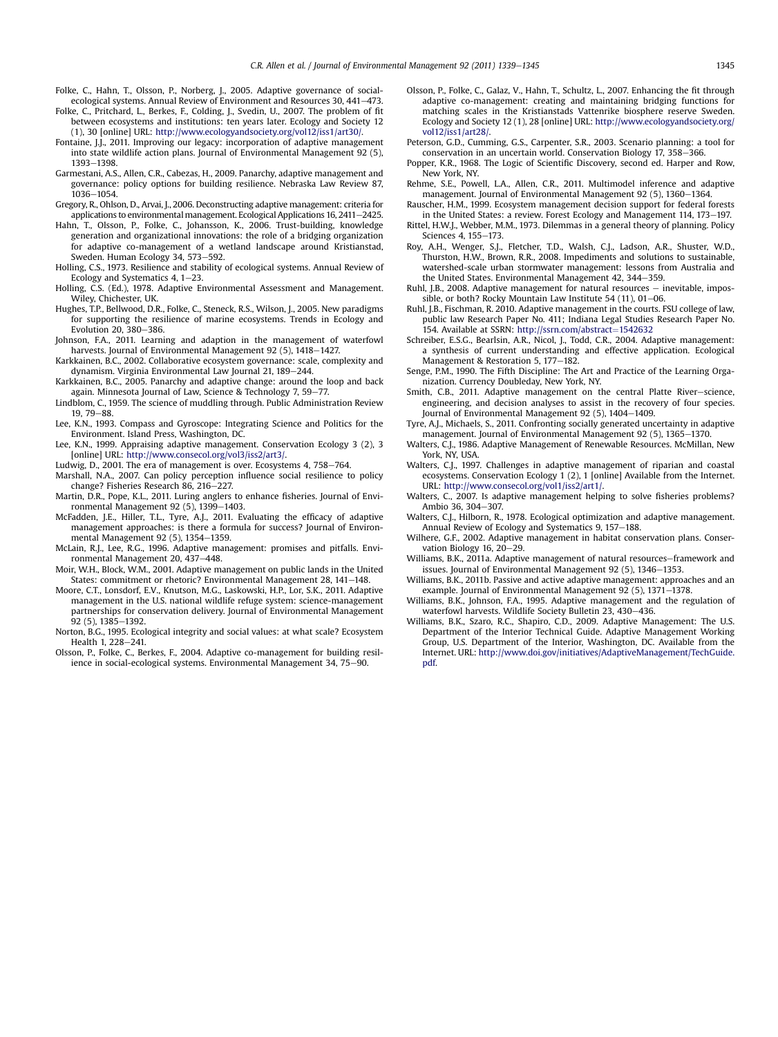Folke, C., Hahn, T., Olsson, P., Norberg, J., 2005. Adaptive governance of social-ecological systems. Annual Review of Environment and Resources 30, 441–473.

Folke, C., Pritchard, L., Berkes, F., Colding, J., Svedin, U., 2007. The problem of fit between ecosystems and institutions: ten years later. Ecology and Society 12 (1), 30 [online] URL: http://www.ecologyandsociety.org/vol12/iss1/art30/.

Fontaine, J.J., 2011. Improving our legacy: incorporation of adaptive management into state wildlife action plans. Journal of Environmental Management 92 (5), 1393–1398.

Garmestani, A.S., Allen, C.R., Cabezas, H., 2009. Panarchy, adaptive management and governance: policy options for building resilience. Nebraska Law Review 87, 1036–1054.

Gregory, R., Ohlson, D., Arvai, J., 2006. Deconstructing adaptive management: criteria for applications to environmental management. Ecological Applications 16, 2411–2425.

Hahn, T., Olsson, P., Folke, C., Johansson, K., 2006. Trust-building, knowledge generation and organizational innovations: the role of a bridging organization for adaptive co-management of a wetland landscape around Kristianstad, Sweden. Human Ecology 34, 573–592.

Holling, C.S., 1973. Resilience and stability of ecological systems. Annual Review of Ecology and Systematics 4, 1–23.

Holling, C.S. (Ed.), 1978. Adaptive Environmental Assessment and Management. Wiley, Chichester, UK.

Hughes, T.P., Bellwood, D.R., Folke, C., Steneck, R.S., Wilson, J., 2005. New paradigms for supporting the resilience of marine ecosystems. Trends in Ecology and Evolution 20, 380–386.

Johnson, F.A., 2011. Learning and adaption in the management of waterfowl harvests. Journal of Environmental Management 92 (5), 1418–1427.

Karkkainen, B.C., 2002. Collaborative ecosystem governance: scale, complexity and dynamism. Virginia Environmental Law Journal 21, 189–244.

Karkkainen, B.C., 2005. Panarchy and adaptive change: around the loop and back again. Minnesota Journal of Law, Science & Technology 7, 59–77.

Lindblom, C., 1959. The science of muddling through. Public Administration Review 19, 79–88.

Lee, K.N., 1993. Compass and Gyroscope: Integrating Science and Politics for the Environment. Island Press, Washington, DC.

Lee, K.N., 1999. Appraising adaptive management. Conservation Ecology 3 (2), 3 [online] URL: http://www.consecol.org/vol3/iss2/art3/.

Ludwig, D., 2001. The era of management is over. Ecosystems 4, 758–764.

Marshall, N.A., 2007. Can policy perception influence social resilience to policy change? Fisheries Research 86, 216–227.

Martin, D.R., Pope, K.L., 2011. Luring anglers to enhance fisheries. Journal of Environmental Management 92 (5), 1399–1403.

McFadden, J.E., Hiller, T.L., Tyre, A.J., 2011. Evaluating the efficacy of adaptive management approaches: is there a formula for success? Journal of Environmental Management 92 (5), 1354–1359.

McLain, R.J., Lee, R.G., 1996. Adaptive management: promises and pitfalls. Environmental Management 20, 437–448.

Moir, W.H., Block, W.M., 2001. Adaptive management on public lands in the United States: commitment or rhetoric? Environmental Management 28, 141–148.

Moore, C.T., Lonsdorf, E.V., Knutson, M.G., Laskowski, H.P., Lor, S.K., 2011. Adaptive management in the U.S. national wildlife refuge system: science-management partnerships for conservation delivery. Journal of Environmental Management 92 (5), 1385–1392.

Norton, B.G., 1995. Ecological integrity and social values: at what scale? Ecosystem Health 1, 228–241.

Olsson, P., Folke, C., Berkes, F., 2004. Adaptive co-management for building resilience in social-ecological systems. Environmental Management 34, 75–90.

Olsson, P., Folke, C., Galaz, V., Hahn, T., Schultz, L., 2007. Enhancing the fit through adaptive co-management: creating and maintaining bridging functions for matching scales in the Kristianstads Vattenrike biosphere reserve Sweden. Ecology and Society 12 (1), 28 [online] URL: http://www.ecologyandsociety.org/vol12/iss1/art28/.

Peterson, G.D., Cumming, G.S., Carpenter, S.R., 2003. Scenario planning: a tool for conservation in an uncertain world. Conservation Biology 17, 358–366.

Popper, K.R., 1968. The Logic of Scientific Discovery, second ed. Harper and Row, New York, NY.

Rehme, S.E., Powell, L.A., Allen, C.R., 2011. Multimodel inference and adaptive management. Journal of Environmental Management 92 (5), 1360–1364.

Rauscher, H.M., 1999. Ecosystem management decision support for federal forests in the United States: a review. Forest Ecology and Management 114, 173–197.

Rittel, H.W.J., Webber, M.M., 1973. Dilemmas in a general theory of planning. Policy Sciences 4, 155–173.

Roy, A.H., Wenger, S.J., Fletcher, T.D., Walsh, C.J., Ladson, A.R., Shuster, W.D., Thurston, H.W., Brown, R.R., 2008. Impediments and solutions to sustainable, watershed-scale urban stormwater management: lessons from Australia and the United States. Environmental Management 42, 344–359.

Ruhl, J.B., 2008. Adaptive management for natural resources – inevitable, impossible, or both? Rocky Mountain Law Institute 54 (11), 01–06.

Ruhl, J.B., Fischman, R. 2010. Adaptive management in the courts. FSU college of law, public law Research Paper No. 411; Indiana Legal Studies Research Paper No. 154. Available at SSRN: http://ssrn.com/abstract=1542632

Schreiber, E.S.G., Bearlsin, A.R., Nicol, J., Todd, C.R., 2004. Adaptive management: a synthesis of current understanding and effective application. Ecological Management & Restoration 5, 177–182.

Senge, P.M., 1990. The Fifth Discipline: The Art and Practice of the Learning Organization. Currency Doubleday, New York, NY.

Smith, C.B., 2011. Adaptive management on the central Platte River–science, engineering, and decision analyses to assist in the recovery of four species. Journal of Environmental Management 92 (5), 1404–1409.

Tyre, A.J., Michaels, S., 2011. Confronting socially generated uncertainty in adaptive management. Journal of Environmental Management 92 (5), 1365–1370.

Walters, C.J., 1986. Adaptive Management of Renewable Resources. McMillan, New York, NY, USA.

Walters, C.J., 1997. Challenges in adaptive management of riparian and coastal ecosystems. Conservation Ecology 1 (2), 1 [online] Available from the Internet. URL: http://www.consecol.org/vol1/iss2/art1/.

Walters, C., 2007. Is adaptive management helping to solve fisheries problems? Ambio 36, 304–307.

Walters, C.J., Hilborn, R., 1978. Ecological optimization and adaptive management. Annual Review of Ecology and Systematics 9, 157–188.

Wilhere, G.F., 2002. Adaptive management in habitat conservation plans. Conservation Biology 16, 20–29.

Williams, B.K., 2011a. Adaptive management of natural resources–framework and issues. Journal of Environmental Management 92 (5), 1346–1353.

Williams, B.K., 2011b. Passive and active adaptive management: approaches and an example. Journal of Environmental Management 92 (5), 1371–1378.

Williams, B.K., Johnson, F.A., 1995. Adaptive management and the regulation of waterfowl harvests. Wildlife Society Bulletin 23, 430–436.

Williams, B.K., Szaro, R.C., Shapiro, C.D., 2009. Adaptive Management: The U.S. Department of the Interior Technical Guide. Adaptive Management Working Group, U.S. Department of the Interior, Washington, DC. Available from the Internet. URL: http://www.doi.gov/initiatives/AdaptiveManagement/TechGuide.pdf.